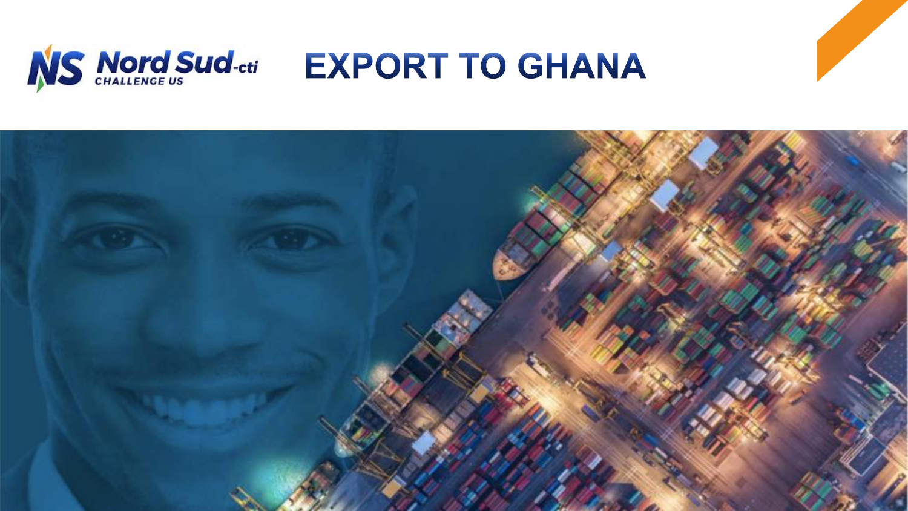# EXPORT TO GHANA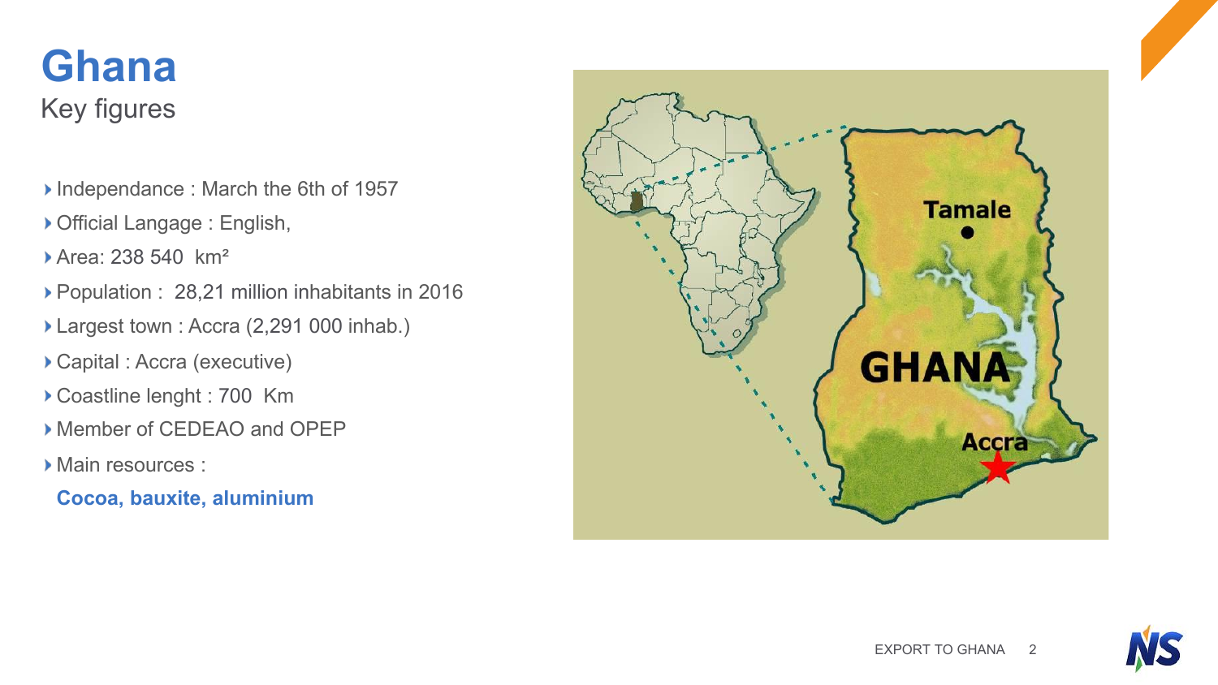# Ghana

## Key figures

- Independance : March the 6th of 1957
- Official Langage : English,
- Area: 238 540 km²
- Population : 28,21 million inhabitants in 2016
- Largest town : Accra (2,291 000 inhab.)
- Capital : Accra (executive)
- Coastline lenght : 700 Km
- Member of CEDEAO and OPEP
- Main resources :

  **Cocoa, bauxite, aluminium**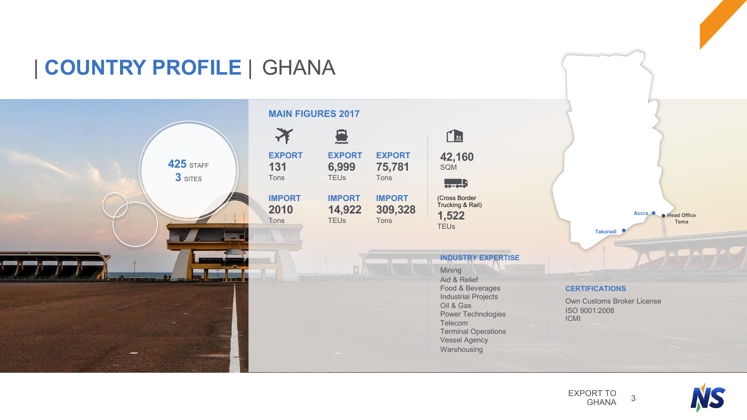# | COUNTRY PROFILE | GHANA

**425** STAFF
**3** SITES

## MAIN FIGURES 2017

| | Air | Sea | Sea |
|---|---|---|---|
| EXPORT | 131 Tons | 6,999 TEUs | 75,781 Tons |
| IMPORT | 2010 Tons | 14,922 TEUs | 309,328 Tons |

**42,160** SQM

(Cross Border Trucking & Rail)
**1,522** TEUs

### INDUSTRY EXPERTISE

- Mining
- Aid & Relief
- Food & Beverages
- Industrial Projects
- Oil & Gas
- Power Technologies
- Telecom
- Terminal Operations
- Vessel Agency
- Warehousing

### CERTIFICATIONS

- Own Customs Broker License
- ISO 9001:2008
- ICMI

Accra
Head Office Tema
Takoradi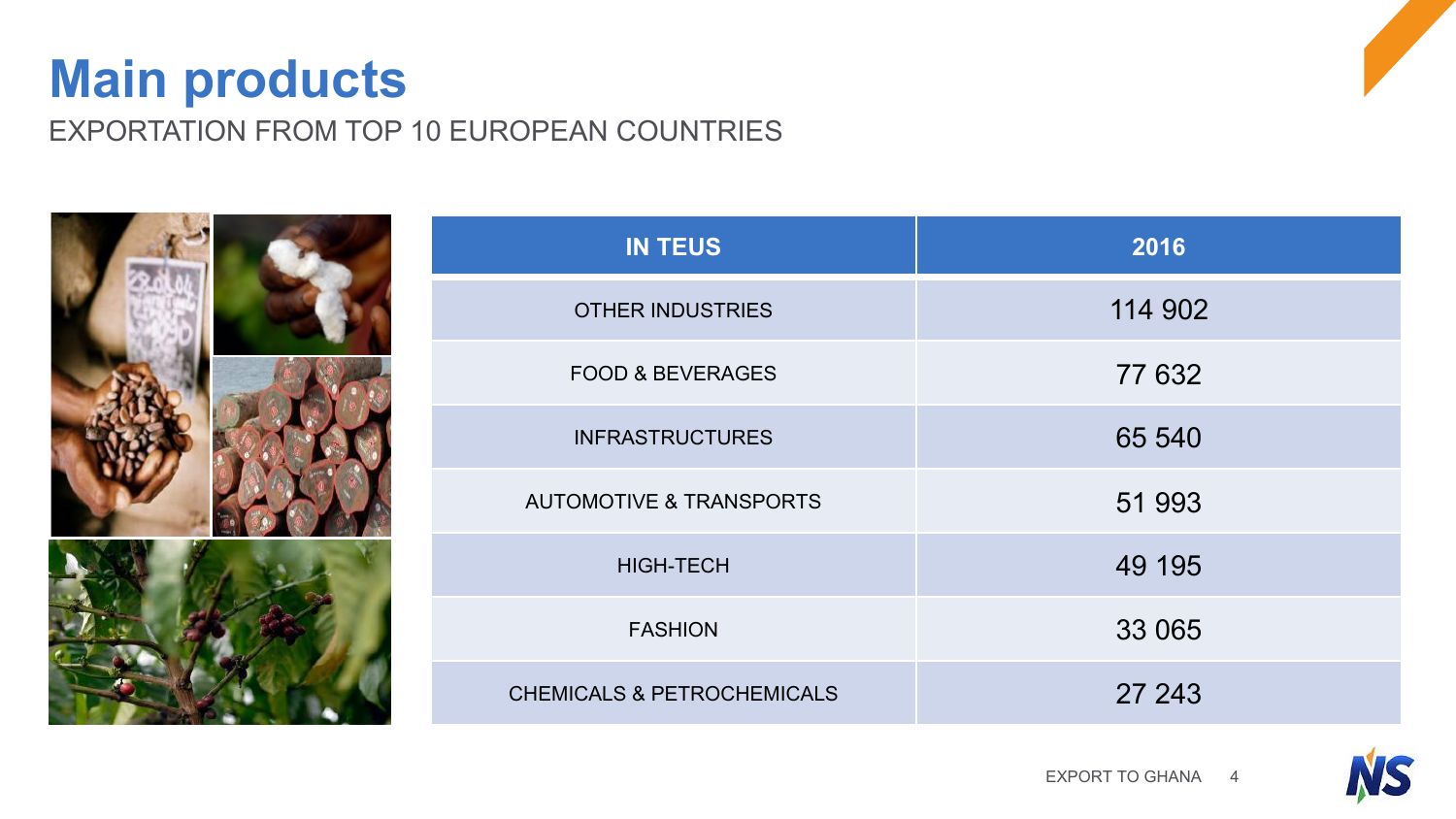# Main products

EXPORTATION FROM TOP 10 EUROPEAN COUNTRIES

| IN TEUS | 2016 |
| --- | --- |
| OTHER INDUSTRIES | 114 902 |
| FOOD & BEVERAGES | 77 632 |
| INFRASTRUCTURES | 65 540 |
| AUTOMOTIVE & TRANSPORTS | 51 993 |
| HIGH-TECH | 49 195 |
| FASHION | 33 065 |
| CHEMICALS & PETROCHEMICALS | 27 243 |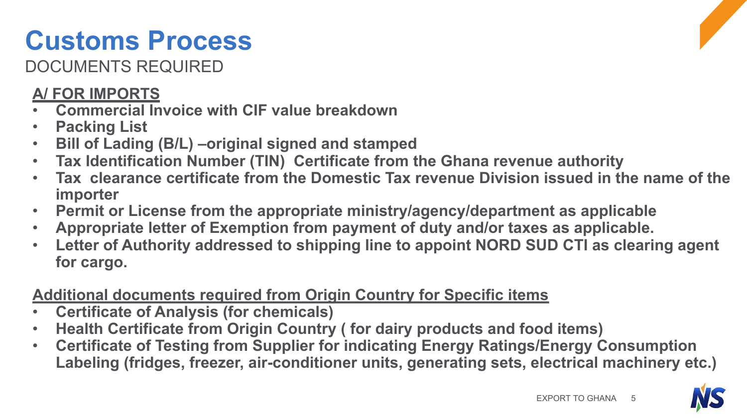# Customs Process

DOCUMENTS REQUIRED

**A/ FOR IMPORTS**

- **Commercial Invoice with CIF value breakdown**
- **Packing List**
- **Bill of Lading (B/L) –original signed and stamped**
- **Tax Identification Number (TIN) Certificate from the Ghana revenue authority**
- **Tax clearance certificate from the Domestic Tax revenue Division issued in the name of the importer**
- **Permit or License from the appropriate ministry/agency/department as applicable**
- **Appropriate letter of Exemption from payment of duty and/or taxes as applicable.**
- **Letter of Authority addressed to shipping line to appoint NORD SUD CTI as clearing agent for cargo.**

**Additional documents required from Origin Country for Specific items**

- **Certificate of Analysis (for chemicals)**
- **Health Certificate from Origin Country ( for dairy products and food items)**
- **Certificate of Testing from Supplier for indicating Energy Ratings/Energy Consumption Labeling (fridges, freezer, air-conditioner units, generating sets, electrical machinery etc.)**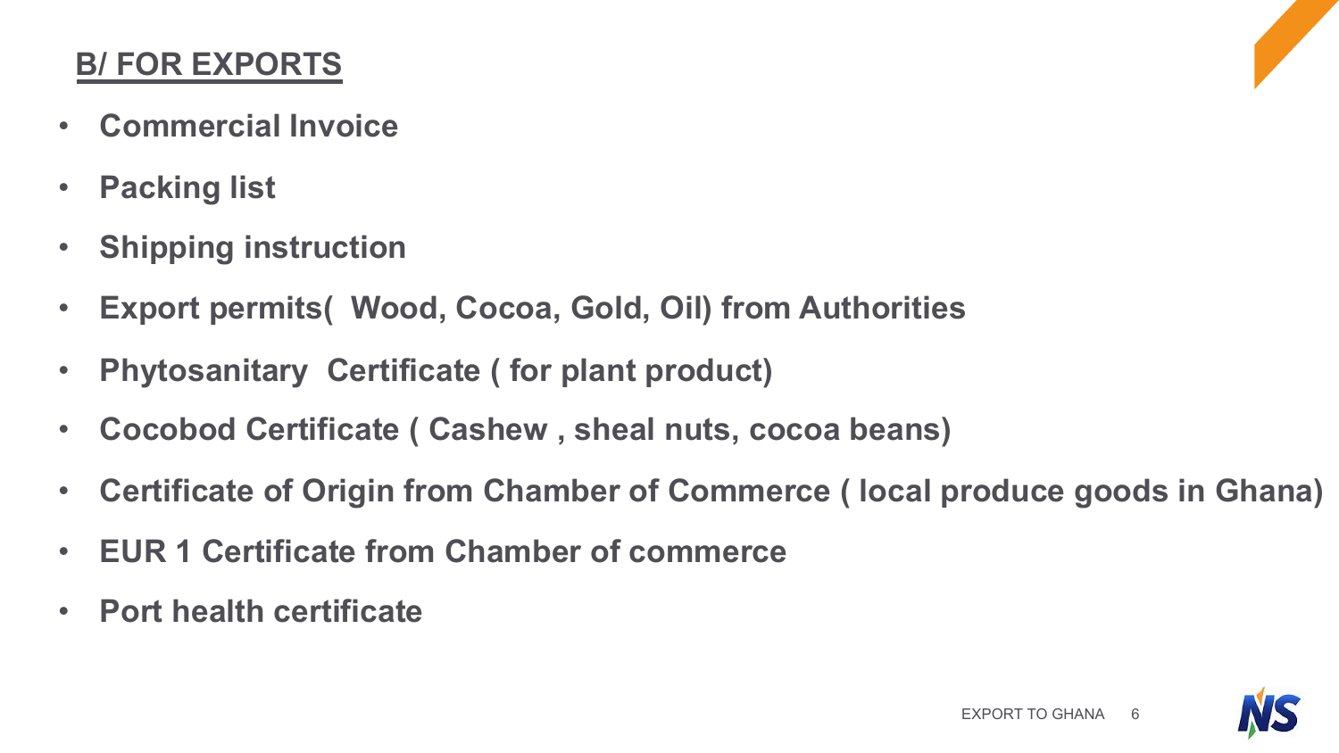## B/ FOR EXPORTS

- **Commercial Invoice**
- **Packing list**
- **Shipping instruction**
- **Export permits( Wood, Cocoa, Gold, Oil) from Authorities**
- **Phytosanitary Certificate ( for plant product)**
- **Cocobod Certificate ( Cashew , sheal nuts, cocoa beans)**
- **Certificate of Origin from Chamber of Commerce ( local produce goods in Ghana)**
- **EUR 1 Certificate from Chamber of commerce**
- **Port health certificate**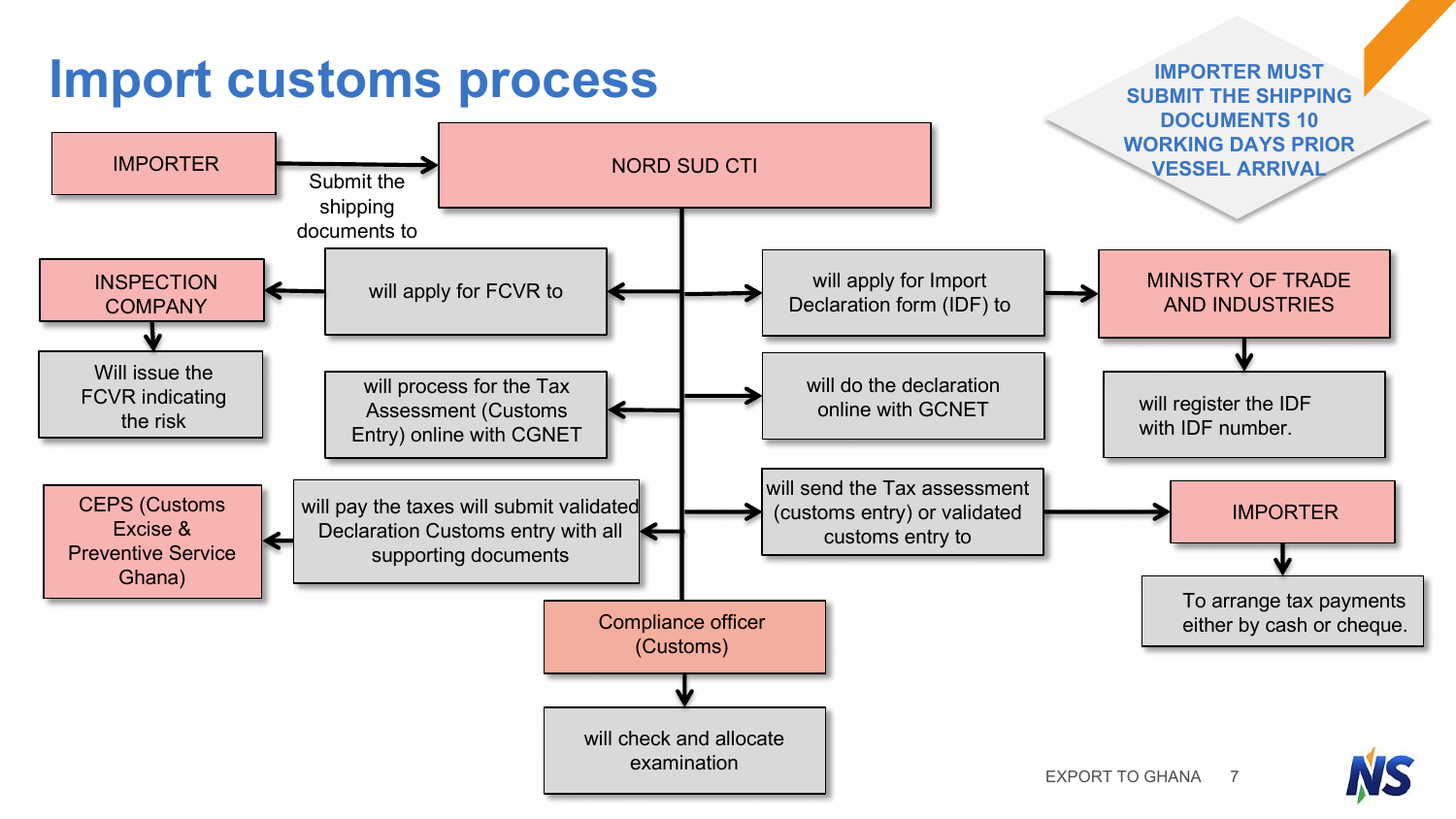# Import customs process

**IMPORTER MUST SUBMIT THE SHIPPING DOCUMENTS 10 WORKING DAYS PRIOR VESSEL ARRIVAL**

- IMPORTER → Submit the shipping documents to → NORD SUD CTI
- NORD SUD CTI:
  - will apply for FCVR to → INSPECTION COMPANY → Will issue the FCVR indicating the risk
  - will apply for Import Declaration form (IDF) to → MINISTRY OF TRADE AND INDUSTRIES → will register the IDF with IDF number.
  - will process for the Tax Assessment (Customs Entry) online with CGNET
  - will do the declaration online with GCNET
  - will pay the taxes will submit validated Declaration Customs entry with all supporting documents → CEPS (Customs Excise & Preventive Service Ghana)
  - will send the Tax assessment (customs entry) or validated customs entry to → IMPORTER → To arrange tax payments either by cash or cheque.
  - Compliance officer (Customs) → will check and allocate examination

EXPORT TO GHANA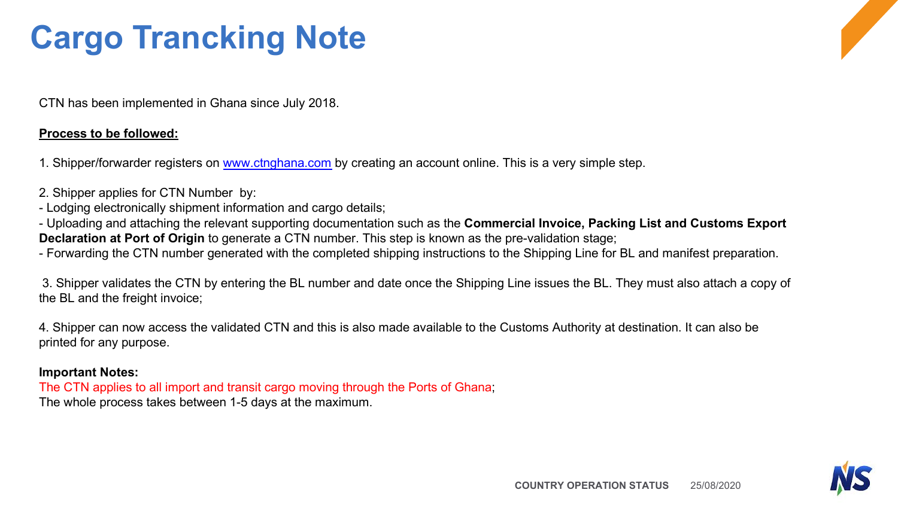# Cargo Trancking Note

CTN has been implemented in Ghana since July 2018.

**Process to be followed:**

1. Shipper/forwarder registers on [www.ctnghana.com](http://www.ctnghana.com) by creating an account online. This is a very simple step.

2. Shipper applies for CTN Number by:
- Lodging electronically shipment information and cargo details;
- Uploading and attaching the relevant supporting documentation such as the **Commercial Invoice, Packing List and Customs Export Declaration at Port of Origin** to generate a CTN number. This step is known as the pre-validation stage;
- Forwarding the CTN number generated with the completed shipping instructions to the Shipping Line for BL and manifest preparation.

3. Shipper validates the CTN by entering the BL number and date once the Shipping Line issues the BL. They must also attach a copy of the BL and the freight invoice;

4. Shipper can now access the validated CTN and this is also made available to the Customs Authority at destination. It can also be printed for any purpose.

**Important Notes:**

The CTN applies to all import and transit cargo moving through the Ports of Ghana;

The whole process takes between 1-5 days at the maximum.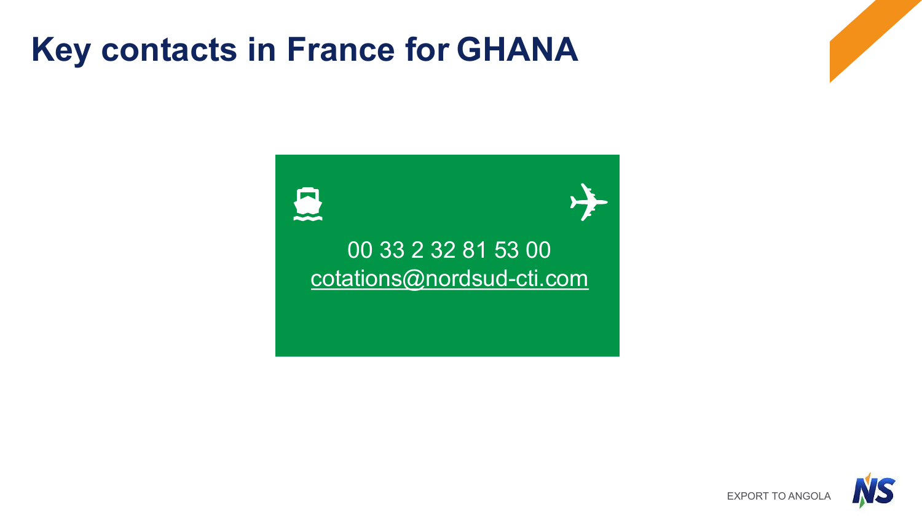# Key contacts in France for GHANA

00 33 2 32 81 53 00
cotations@nordsud-cti.com